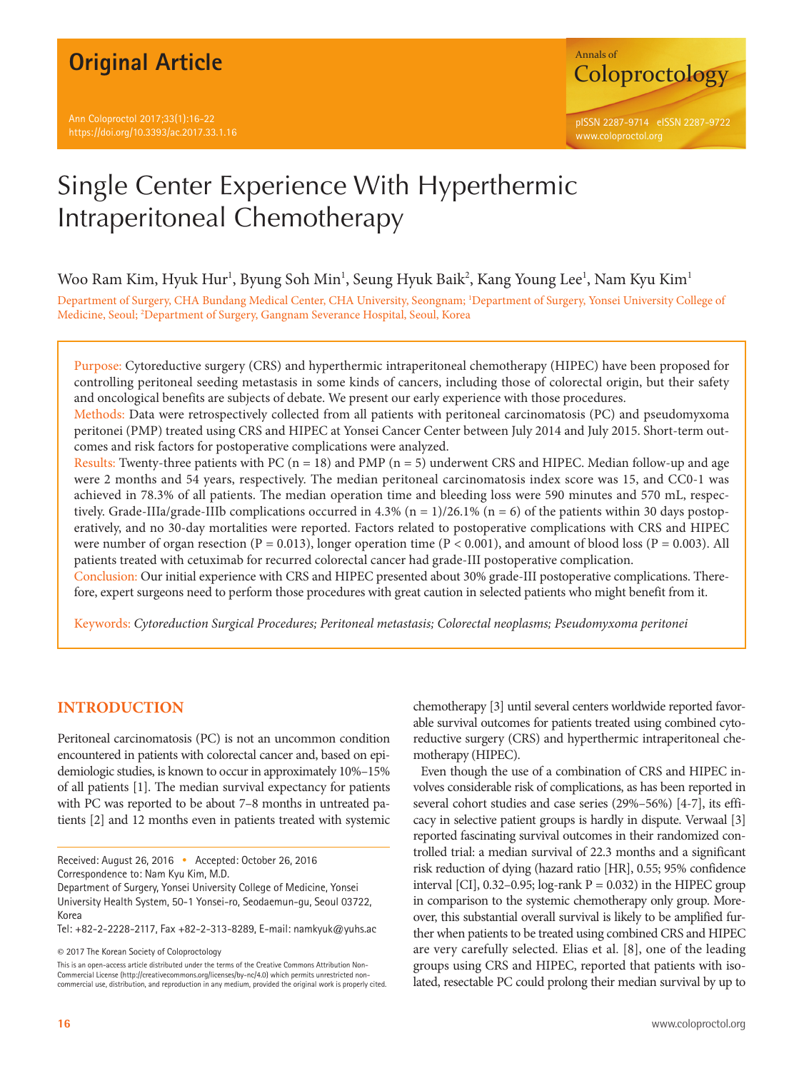Original Article

# Single Center Experience With Hyperthermic Intraperitoneal Chemotherapy

Woo Ram Kim, Hyuk Hur[1], Byung Soh Min[1], Seung Hyuk Baik[2], Kang Young Lee[1], Nam Kyu Kim[1]

Department of Surgery, CHA Bundang Medical Center, CHA University, Seongnam; [1]Department of Surgery, Yonsei University College of Medicine, Seoul; [2]Department of Surgery, Gangnam Severance Hospital, Seoul, Korea

**Purpose:** Cytoreductive surgery (CRS) and hyperthermic intraperitoneal chemotherapy (HIPEC) have been proposed for controlling peritoneal seeding metastasis in some kinds of cancers, including those of colorectal origin, but their safety and oncological benefits are subjects of debate. We present our early experience with those procedures.

**Methods:** Data were retrospectively collected from all patients with peritoneal carcinomatosis (PC) and pseudomyxoma peritonei (PMP) treated using CRS and HIPEC at Yonsei Cancer Center between July 2014 and July 2015. Short-term outcomes and risk factors for postoperative complications were analyzed.

**Results:** Twenty-three patients with PC (n = 18) and PMP (n = 5) underwent CRS and HIPEC. Median follow-up and age were 2 months and 54 years, respectively. The median peritoneal carcinomatosis index score was 15, and CC0-1 was achieved in 78.3% of all patients. The median operation time and bleeding loss were 590 minutes and 570 mL, respectively. Grade-IIIa/grade-IIIb complications occurred in 4.3% (n = 1)/26.1% (n = 6) of the patients within 30 days postoperatively, and no 30-day mortalities were reported. Factors related to postoperative complications with CRS and HIPEC were number of organ resection (P = 0.013), longer operation time (P < 0.001), and amount of blood loss (P = 0.003). All patients treated with cetuximab for recurred colorectal cancer had grade-III postoperative complication.

**Conclusion:** Our initial experience with CRS and HIPEC presented about 30% grade-III postoperative complications. Therefore, expert surgeons need to perform those procedures with great caution in selected patients who might benefit from it.

**Keywords:** *Cytoreduction Surgical Procedures; Peritoneal metastasis; Colorectal neoplasms; Pseudomyxoma peritonei*

## INTRODUCTION

Peritoneal carcinomatosis (PC) is not an uncommon condition encountered in patients with colorectal cancer and, based on epidemiologic studies, is known to occur in approximately 10%–15% of all patients [1]. The median survival expectancy for patients with PC was reported to be about 7–8 months in untreated patients [2] and 12 months even in patients treated with systemic chemotherapy [3] until several centers worldwide reported favorable survival outcomes for patients treated using combined cytoreductive surgery (CRS) and hyperthermic intraperitoneal chemotherapy (HIPEC).

Even though the use of a combination of CRS and HIPEC involves considerable risk of complications, as has been reported in several cohort studies and case series (29%–56%) [4-7], its efficacy in selective patient groups is hardly in dispute. Verwaal [3] reported fascinating survival outcomes in their randomized controlled trial: a median survival of 22.3 months and a significant risk reduction of dying (hazard ratio [HR], 0.55; 95% confidence interval [CI], 0.32–0.95; log-rank P = 0.032) in the HIPEC group in comparison to the systemic chemotherapy only group. Moreover, this substantial overall survival is likely to be amplified further when patients to be treated using combined CRS and HIPEC are very carefully selected. Elias et al. [8], one of the leading groups using CRS and HIPEC, reported that patients with isolated, resectable PC could prolong their median survival by up to

Received: August 26, 2016 • Accepted: October 26, 2016
Correspondence to: Nam Kyu Kim, M.D.
Department of Surgery, Yonsei University College of Medicine, Yonsei University Health System, 50-1 Yonsei-ro, Seodaemun-gu, Seoul 03722, Korea
Tel: +82-2-2228-2117, Fax +82-2-313-8289, E-mail: namkyuk@yuhs.ac

© 2017 The Korean Society of Coloproctology

This is an open-access article distributed under the terms of the Creative Commons Attribution Non-Commercial License (http://creativecommons.org/licenses/by-nc/4.0) which permits unrestricted non-commercial use, distribution, and reproduction in any medium, provided the original work is properly cited.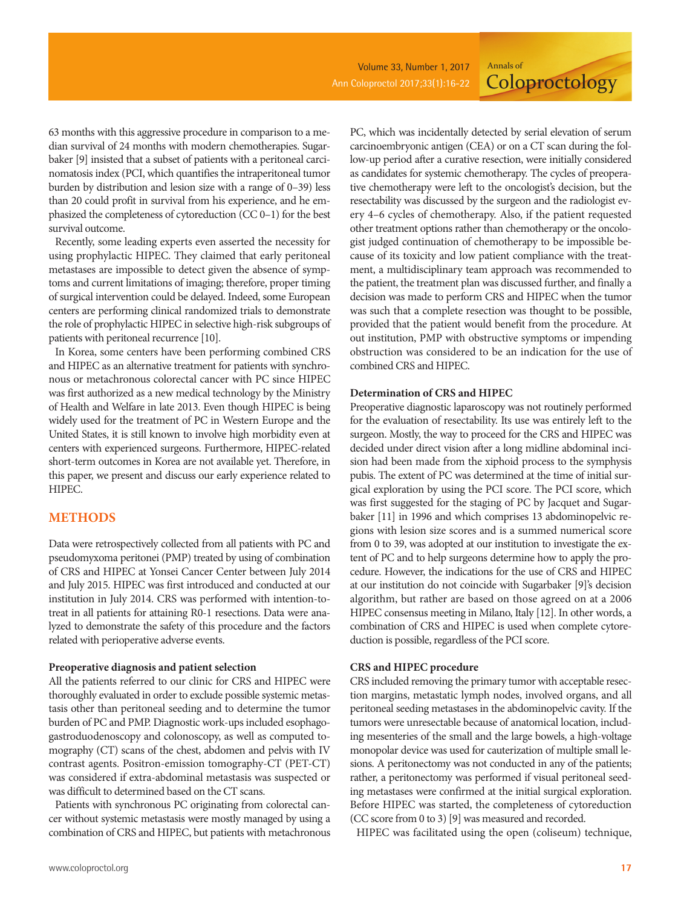63 months with this aggressive procedure in comparison to a median survival of 24 months with modern chemotherapies. Sugarbaker [9] insisted that a subset of patients with a peritoneal carcinomatosis index (PCI, which quantifies the intraperitoneal tumor burden by distribution and lesion size with a range of 0–39) less than 20 could profit in survival from his experience, and he emphasized the completeness of cytoreduction (CC 0–1) for the best survival outcome.

Recently, some leading experts even asserted the necessity for using prophylactic HIPEC. They claimed that early peritoneal metastases are impossible to detect given the absence of symptoms and current limitations of imaging; therefore, proper timing of surgical intervention could be delayed. Indeed, some European centers are performing clinical randomized trials to demonstrate the role of prophylactic HIPEC in selective high-risk subgroups of patients with peritoneal recurrence [10].

In Korea, some centers have been performing combined CRS and HIPEC as an alternative treatment for patients with synchronous or metachronous colorectal cancer with PC since HIPEC was first authorized as a new medical technology by the Ministry of Health and Welfare in late 2013. Even though HIPEC is being widely used for the treatment of PC in Western Europe and the United States, it is still known to involve high morbidity even at centers with experienced surgeons. Furthermore, HIPEC-related short-term outcomes in Korea are not available yet. Therefore, in this paper, we present and discuss our early experience related to HIPEC.

## METHODS

Data were retrospectively collected from all patients with PC and pseudomyxoma peritonei (PMP) treated by using of combination of CRS and HIPEC at Yonsei Cancer Center between July 2014 and July 2015. HIPEC was first introduced and conducted at our institution in July 2014. CRS was performed with intention-to-treat in all patients for attaining R0-1 resections. Data were analyzed to demonstrate the safety of this procedure and the factors related with perioperative adverse events.

### Preoperative diagnosis and patient selection

All the patients referred to our clinic for CRS and HIPEC were thoroughly evaluated in order to exclude possible systemic metastasis other than peritoneal seeding and to determine the tumor burden of PC and PMP. Diagnostic work-ups included esophagogastroduodenoscopy and colonoscopy, as well as computed tomography (CT) scans of the chest, abdomen and pelvis with IV contrast agents. Positron-emission tomography-CT (PET-CT) was considered if extra-abdominal metastasis was suspected or was difficult to determined based on the CT scans.

Patients with synchronous PC originating from colorectal cancer without systemic metastasis were mostly managed by using a combination of CRS and HIPEC, but patients with metachronous PC, which was incidentally detected by serial elevation of serum carcinoembryonic antigen (CEA) or on a CT scan during the follow-up period after a curative resection, were initially considered as candidates for systemic chemotherapy. The cycles of preoperative chemotherapy were left to the oncologist's decision, but the resectability was discussed by the surgeon and the radiologist every 4–6 cycles of chemotherapy. Also, if the patient requested other treatment options rather than chemotherapy or the oncologist judged continuation of chemotherapy to be impossible because of its toxicity and low patient compliance with the treatment, a multidisciplinary team approach was recommended to the patient, the treatment plan was discussed further, and finally a decision was made to perform CRS and HIPEC when the tumor was such that a complete resection was thought to be possible, provided that the patient would benefit from the procedure. At out institution, PMP with obstructive symptoms or impending obstruction was considered to be an indication for the use of combined CRS and HIPEC.

### Determination of CRS and HIPEC

Preoperative diagnostic laparoscopy was not routinely performed for the evaluation of resectability. Its use was entirely left to the surgeon. Mostly, the way to proceed for the CRS and HIPEC was decided under direct vision after a long midline abdominal incision had been made from the xiphoid process to the symphysis pubis. The extent of PC was determined at the time of initial surgical exploration by using the PCI score. The PCI score, which was first suggested for the staging of PC by Jacquet and Sugarbaker [11] in 1996 and which comprises 13 abdominopelvic regions with lesion size scores and is a summed numerical score from 0 to 39, was adopted at our institution to investigate the extent of PC and to help surgeons determine how to apply the procedure. However, the indications for the use of CRS and HIPEC at our institution do not coincide with Sugarbaker [9]'s decision algorithm, but rather are based on those agreed on at a 2006 HIPEC consensus meeting in Milano, Italy [12]. In other words, a combination of CRS and HIPEC is used when complete cytoreduction is possible, regardless of the PCI score.

### CRS and HIPEC procedure

CRS included removing the primary tumor with acceptable resection margins, metastatic lymph nodes, involved organs, and all peritoneal seeding metastases in the abdominopelvic cavity. If the tumors were unresectable because of anatomical location, including mesenteries of the small and the large bowels, a high-voltage monopolar device was used for cauterization of multiple small lesions. A peritonectomy was not conducted in any of the patients; rather, a peritonectomy was performed if visual peritoneal seeding metastases were confirmed at the initial surgical exploration. Before HIPEC was started, the completeness of cytoreduction (CC score from 0 to 3) [9] was measured and recorded.

HIPEC was facilitated using the open (coliseum) technique,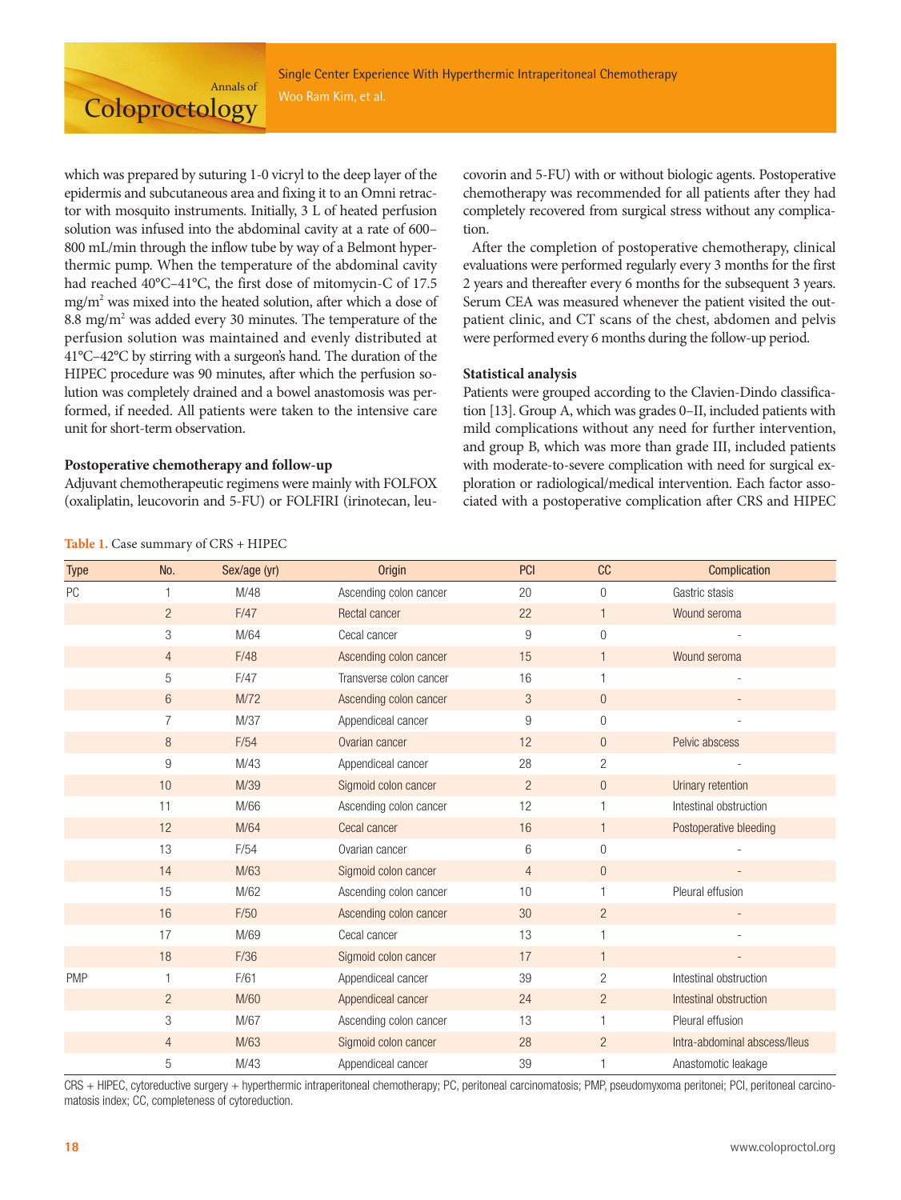which was prepared by suturing 1-0 vicryl to the deep layer of the epidermis and subcutaneous area and fixing it to an Omni retractor with mosquito instruments. Initially, 3 L of heated perfusion solution was infused into the abdominal cavity at a rate of 600–800 mL/min through the inflow tube by way of a Belmont hyperthermic pump. When the temperature of the abdominal cavity had reached 40°C–41°C, the first dose of mitomycin-C of 17.5 mg/m$^2$ was mixed into the heated solution, after which a dose of 8.8 mg/m$^2$ was added every 30 minutes. The temperature of the perfusion solution was maintained and evenly distributed at 41°C–42°C by stirring with a surgeon's hand. The duration of the HIPEC procedure was 90 minutes, after which the perfusion solution was completely drained and a bowel anastomosis was performed, if needed. All patients were taken to the intensive care unit for short-term observation.

### Postoperative chemotherapy and follow-up

Adjuvant chemotherapeutic regimens were mainly with FOLFOX (oxaliplatin, leucovorin and 5-FU) or FOLFIRI (irinotecan, leucovorin and 5-FU) with or without biologic agents. Postoperative chemotherapy was recommended for all patients after they had completely recovered from surgical stress without any complication.

After the completion of postoperative chemotherapy, clinical evaluations were performed regularly every 3 months for the first 2 years and thereafter every 6 months for the subsequent 3 years. Serum CEA was measured whenever the patient visited the outpatient clinic, and CT scans of the chest, abdomen and pelvis were performed every 6 months during the follow-up period.

### Statistical analysis

Patients were grouped according to the Clavien-Dindo classification [13]. Group A, which was grades 0–II, included patients with mild complications without any need for further intervention, and group B, which was more than grade III, included patients with moderate-to-severe complication with need for surgical exploration or radiological/medical intervention. Each factor associated with a postoperative complication after CRS and HIPEC

**Table 1.** Case summary of CRS + HIPEC

| Type | No. | Sex/age (yr) | Origin | PCI | CC | Complication |
|---|---|---|---|---|---|---|
| PC | 1 | M/48 | Ascending colon cancer | 20 | 0 | Gastric stasis |
| | 2 | F/47 | Rectal cancer | 22 | 1 | Wound seroma |
| | 3 | M/64 | Cecal cancer | 9 | 0 | - |
| | 4 | F/48 | Ascending colon cancer | 15 | 1 | Wound seroma |
| | 5 | F/47 | Transverse colon cancer | 16 | 1 | - |
| | 6 | M/72 | Ascending colon cancer | 3 | 0 | - |
| | 7 | M/37 | Appendiceal cancer | 9 | 0 | - |
| | 8 | F/54 | Ovarian cancer | 12 | 0 | Pelvic abscess |
| | 9 | M/43 | Appendiceal cancer | 28 | 2 | - |
| | 10 | M/39 | Sigmoid colon cancer | 2 | 0 | Urinary retention |
| | 11 | M/66 | Ascending colon cancer | 12 | 1 | Intestinal obstruction |
| | 12 | M/64 | Cecal cancer | 16 | 1 | Postoperative bleeding |
| | 13 | F/54 | Ovarian cancer | 6 | 0 | - |
| | 14 | M/63 | Sigmoid colon cancer | 4 | 0 | - |
| | 15 | M/62 | Ascending colon cancer | 10 | 1 | Pleural effusion |
| | 16 | F/50 | Ascending colon cancer | 30 | 2 | - |
| | 17 | M/69 | Cecal cancer | 13 | 1 | - |
| | 18 | F/36 | Sigmoid colon cancer | 17 | 1 | - |
| PMP | 1 | F/61 | Appendiceal cancer | 39 | 2 | Intestinal obstruction |
| | 2 | M/60 | Appendiceal cancer | 24 | 2 | Intestinal obstruction |
| | 3 | M/67 | Ascending colon cancer | 13 | 1 | Pleural effusion |
| | 4 | M/63 | Sigmoid colon cancer | 28 | 2 | Intra-abdominal abscess/Ileus |
| | 5 | M/43 | Appendiceal cancer | 39 | 1 | Anastomotic leakage |

CRS + HIPEC, cytoreductive surgery + hyperthermic intraperitoneal chemotherapy; PC, peritoneal carcinomatosis; PMP, pseudomyxoma peritonei; PCI, peritoneal carcinomatosis index; CC, completeness of cytoreduction.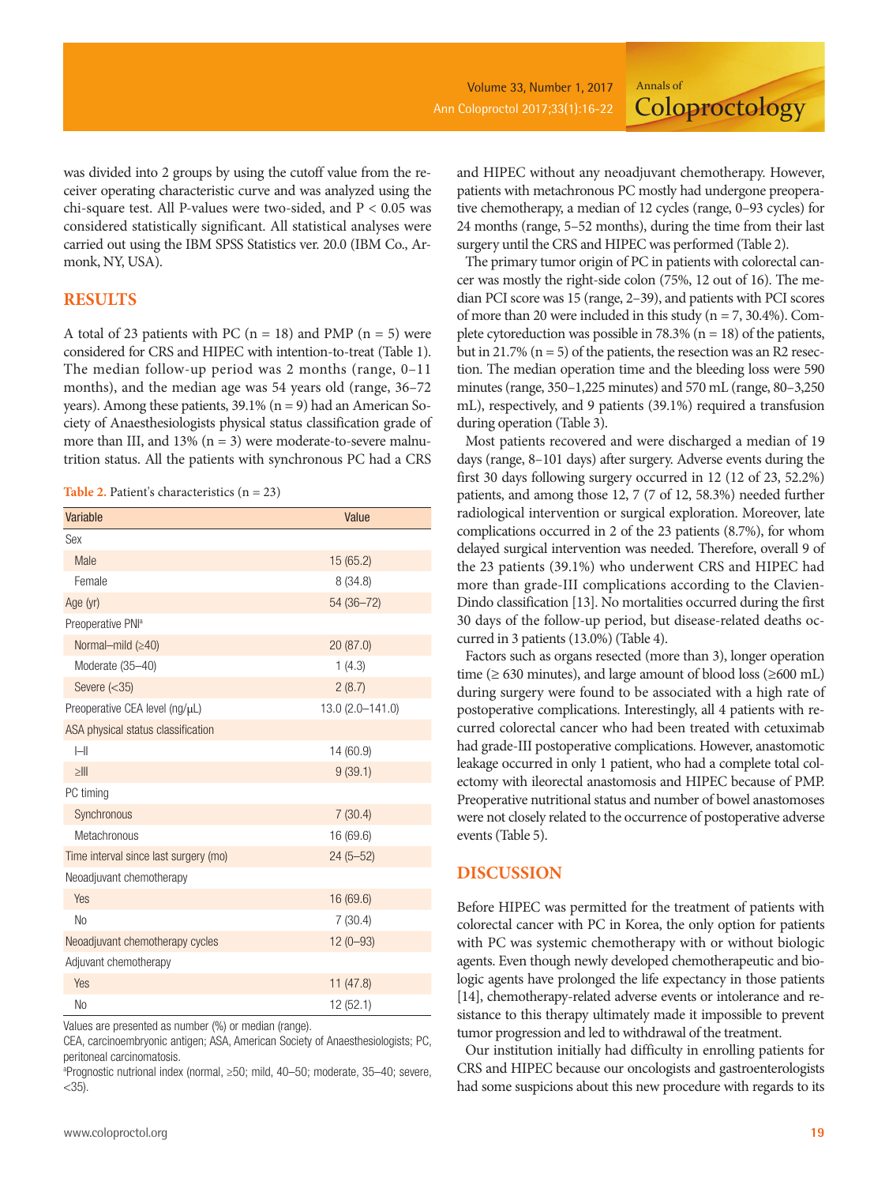was divided into 2 groups by using the cutoff value from the receiver operating characteristic curve and was analyzed using the chi-square test. All P-values were two-sided, and P < 0.05 was considered statistically significant. All statistical analyses were carried out using the IBM SPSS Statistics ver. 20.0 (IBM Co., Armonk, NY, USA).

## RESULTS

A total of 23 patients with PC (n = 18) and PMP (n = 5) were considered for CRS and HIPEC with intention-to-treat (Table 1). The median follow-up period was 2 months (range, 0–11 months), and the median age was 54 years old (range, 36–72 years). Among these patients, 39.1% (n = 9) had an American Society of Anaesthesiologists physical status classification grade of more than III, and 13% (n = 3) were moderate-to-severe malnutrition status. All the patients with synchronous PC had a CRS and HIPEC without any neoadjuvant chemotherapy. However, patients with metachronous PC mostly had undergone preoperative chemotherapy, a median of 12 cycles (range, 0–93 cycles) for 24 months (range, 5–52 months), during the time from their last surgery until the CRS and HIPEC was performed (Table 2).

**Table 2.** Patient's characteristics (n = 23)

| Variable | Value |
|---|---|
| Sex | |
| Male | 15 (65.2) |
| Female | 8 (34.8) |
| Age (yr) | 54 (36–72) |
| Preoperative PNI[a] | |
| Normal–mild (≥40) | 20 (87.0) |
| Moderate (35–40) | 1 (4.3) |
| Severe (<35) | 2 (8.7) |
| Preoperative CEA level (ng/μL) | 13.0 (2.0–141.0) |
| ASA physical status classification | |
| I–II | 14 (60.9) |
| ≥III | 9 (39.1) |
| PC timing | |
| Synchronous | 7 (30.4) |
| Metachronous | 16 (69.6) |
| Time interval since last surgery (mo) | 24 (5–52) |
| Neoadjuvant chemotherapy | |
| Yes | 16 (69.6) |
| No | 7 (30.4) |
| Neoadjuvant chemotherapy cycles | 12 (0–93) |
| Adjuvant chemotherapy | |
| Yes | 11 (47.8) |
| No | 12 (52.1) |

Values are presented as number (%) or median (range).
CEA, carcinoembryonic antigen; ASA, American Society of Anaesthesiologists; PC, peritoneal carcinomatosis.
[a]Prognostic nutrional index (normal, ≥50; mild, 40–50; moderate, 35–40; severe, <35).

The primary tumor origin of PC in patients with colorectal cancer was mostly the right-side colon (75%, 12 out of 16). The median PCI score was 15 (range, 2–39), and patients with PCI scores of more than 20 were included in this study (n = 7, 30.4%). Complete cytoreduction was possible in 78.3% (n = 18) of the patients, but in 21.7% (n = 5) of the patients, the resection was an R2 resection. The median operation time and the bleeding loss were 590 minutes (range, 350–1,225 minutes) and 570 mL (range, 80–3,250 mL), respectively, and 9 patients (39.1%) required a transfusion during operation (Table 3).

Most patients recovered and were discharged a median of 19 days (range, 8–101 days) after surgery. Adverse events during the first 30 days following surgery occurred in 12 (12 of 23, 52.2%) patients, and among those 12, 7 (7 of 12, 58.3%) needed further radiological intervention or surgical exploration. Moreover, late complications occurred in 2 of the 23 patients (8.7%), for whom delayed surgical intervention was needed. Therefore, overall 9 of the 23 patients (39.1%) who underwent CRS and HIPEC had more than grade-III complications according to the Clavien-Dindo classification [13]. No mortalities occurred during the first 30 days of the follow-up period, but disease-related deaths occurred in 3 patients (13.0%) (Table 4).

Factors such as organs resected (more than 3), longer operation time (≥ 630 minutes), and large amount of blood loss (≥600 mL) during surgery were found to be associated with a high rate of postoperative complications. Interestingly, all 4 patients with recurred colorectal cancer who had been treated with cetuximab had grade-III postoperative complications. However, anastomotic leakage occurred in only 1 patient, who had a complete total colectomy with ileorectal anastomosis and HIPEC because of PMP. Preoperative nutritional status and number of bowel anastomoses were not closely related to the occurrence of postoperative adverse events (Table 5).

## DISCUSSION

Before HIPEC was permitted for the treatment of patients with colorectal cancer with PC in Korea, the only option for patients with PC was systemic chemotherapy with or without biologic agents. Even though newly developed chemotherapeutic and biologic agents have prolonged the life expectancy in those patients [14], chemotherapy-related adverse events or intolerance and resistance to this therapy ultimately made it impossible to prevent tumor progression and led to withdrawal of the treatment.

Our institution initially had difficulty in enrolling patients for CRS and HIPEC because our oncologists and gastroenterologists had some suspicions about this new procedure with regards to its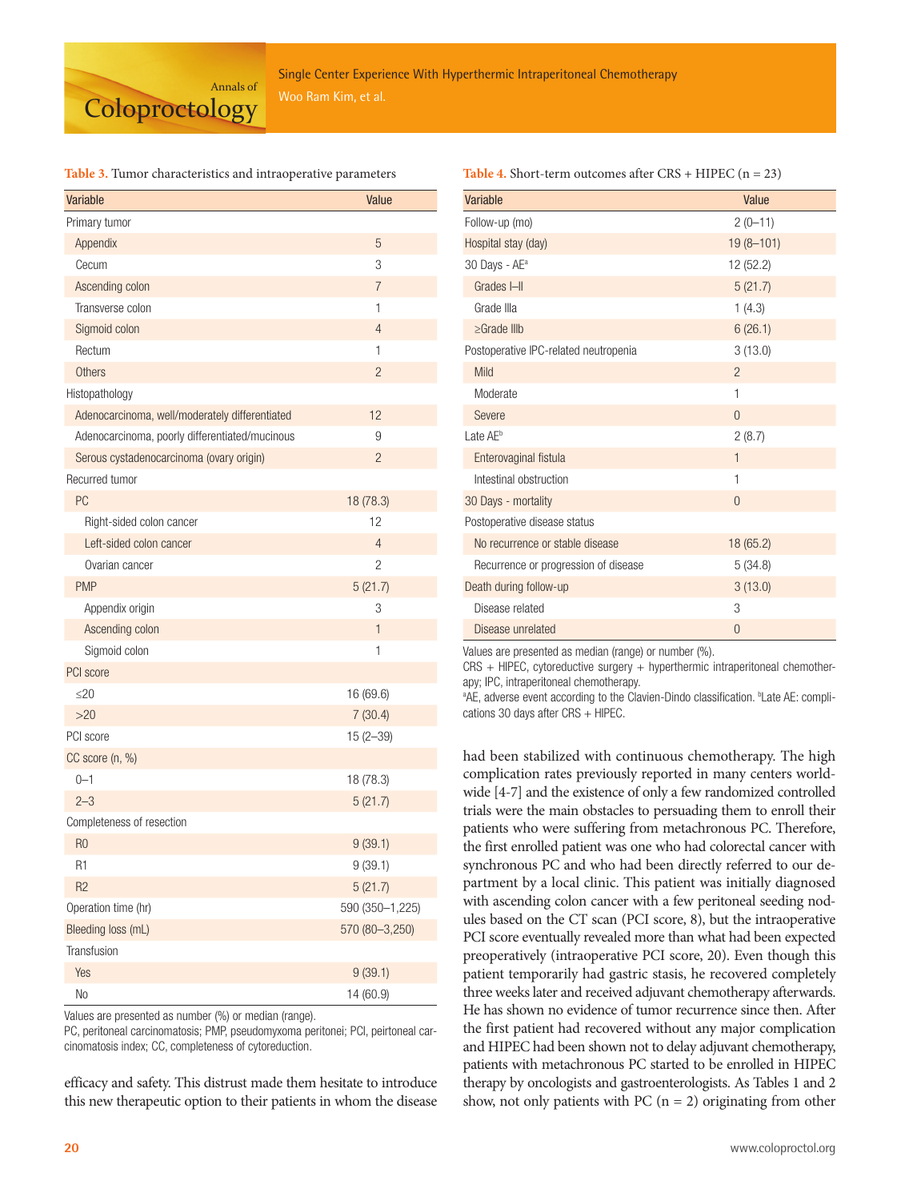**Table 3.** Tumor characteristics and intraoperative parameters

| Variable | Value |
|---|---|
| Primary tumor | |
| Appendix | 5 |
| Cecum | 3 |
| Ascending colon | 7 |
| Transverse colon | 1 |
| Sigmoid colon | 4 |
| Rectum | 1 |
| Others | 2 |
| Histopathology | |
| Adenocarcinoma, well/moderately differentiated | 12 |
| Adenocarcinoma, poorly differentiated/mucinous | 9 |
| Serous cystadenocarcinoma (ovary origin) | 2 |
| Recurred tumor | |
| PC | 18 (78.3) |
| Right-sided colon cancer | 12 |
| Left-sided colon cancer | 4 |
| Ovarian cancer | 2 |
| PMP | 5 (21.7) |
| Appendix origin | 3 |
| Ascending colon | 1 |
| Sigmoid colon | 1 |
| PCI score | |
| ≤20 | 16 (69.6) |
| >20 | 7 (30.4) |
| PCI score | 15 (2–39) |
| CC score (n, %) | |
| 0–1 | 18 (78.3) |
| 2–3 | 5 (21.7) |
| Completeness of resection | |
| R0 | 9 (39.1) |
| R1 | 9 (39.1) |
| R2 | 5 (21.7) |
| Operation time (hr) | 590 (350–1,225) |
| Bleeding loss (mL) | 570 (80–3,250) |
| Transfusion | |
| Yes | 9 (39.1) |
| No | 14 (60.9) |

Values are presented as number (%) or median (range).
PC, peritoneal carcinomatosis; PMP, pseudomyxoma peritonei; PCI, peirtoneal carcinomatosis index; CC, completeness of cytoreduction.

**Table 4.** Short-term outcomes after CRS + HIPEC (n = 23)

| Variable | Value |
|---|---|
| Follow-up (mo) | 2 (0–11) |
| Hospital stay (day) | 19 (8–101) |
| 30 Days - AE[a] | 12 (52.2) |
| Grades I–II | 5 (21.7) |
| Grade IIIa | 1 (4.3) |
| ≥Grade IIIb | 6 (26.1) |
| Postoperative IPC-related neutropenia | 3 (13.0) |
| Mild | 2 |
| Moderate | 1 |
| Severe | 0 |
| Late AE[b] | 2 (8.7) |
| Enterovaginal fistula | 1 |
| Intestinal obstruction | 1 |
| 30 Days - mortality | 0 |
| Postoperative disease status | |
| No recurrence or stable disease | 18 (65.2) |
| Recurrence or progression of disease | 5 (34.8) |
| Death during follow-up | 3 (13.0) |
| Disease related | 3 |
| Disease unrelated | 0 |

Values are presented as median (range) or number (%).
CRS + HIPEC, cytoreductive surgery + hyperthermic intraperitoneal chemotherapy; IPC, intraperitoneal chemotherapy.
[a]AE, adverse event according to the Clavien-Dindo classification. [b]Late AE: complications 30 days after CRS + HIPEC.

efficacy and safety. This distrust made them hesitate to introduce this new therapeutic option to their patients in whom the disease had been stabilized with continuous chemotherapy. The high complication rates previously reported in many centers worldwide [4-7] and the existence of only a few randomized controlled trials were the main obstacles to persuading them to enroll their patients who were suffering from metachronous PC. Therefore, the first enrolled patient was one who had colorectal cancer with synchronous PC and who had been directly referred to our department by a local clinic. This patient was initially diagnosed with ascending colon cancer with a few peritoneal seeding nodules based on the CT scan (PCI score, 8), but the intraoperative PCI score eventually revealed more than what had been expected preoperatively (intraoperative PCI score, 20). Even though this patient temporarily had gastric stasis, he recovered completely three weeks later and received adjuvant chemotherapy afterwards. He has shown no evidence of tumor recurrence since then. After the first patient had recovered without any major complication and HIPEC had been shown not to delay adjuvant chemotherapy, patients with metachronous PC started to be enrolled in HIPEC therapy by oncologists and gastroenterologists. As Tables 1 and 2 show, not only patients with PC (n = 2) originating from other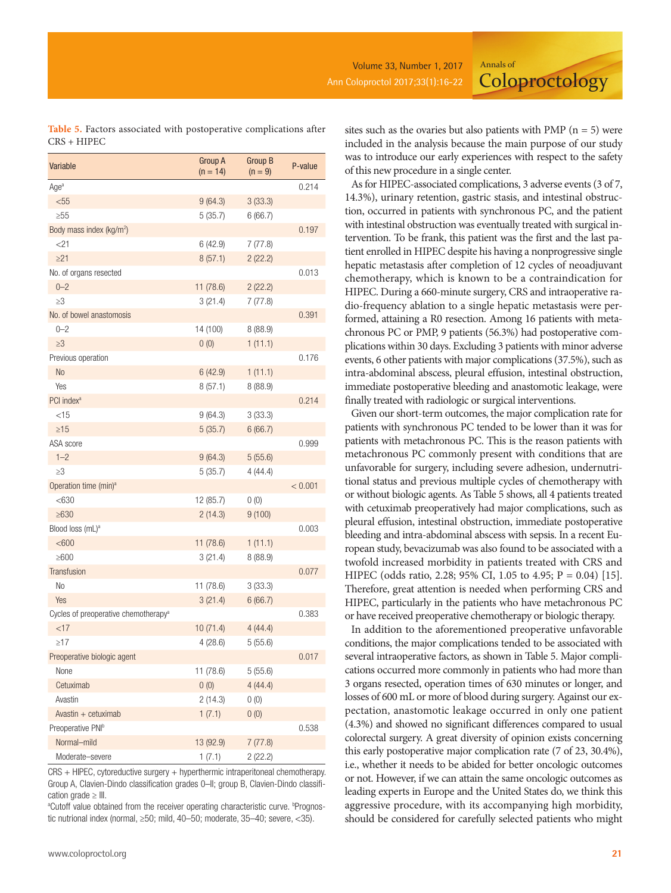**Table 5.** Factors associated with postoperative complications after CRS + HIPEC

| Variable | Group A (n = 14) | Group B (n = 9) | P-value |
|---|---|---|---|
| Age[a] | | | 0.214 |
| <55 | 9 (64.3) | 3 (33.3) | |
| ≥55 | 5 (35.7) | 6 (66.7) | |
| Body mass index (kg/m$^2$) | | | 0.197 |
| <21 | 6 (42.9) | 7 (77.8) | |
| ≥21 | 8 (57.1) | 2 (22.2) | |
| No. of organs resected | | | 0.013 |
| 0–2 | 11 (78.6) | 2 (22.2) | |
| ≥3 | 3 (21.4) | 7 (77.8) | |
| No. of bowel anastomosis | | | 0.391 |
| 0–2 | 14 (100) | 8 (88.9) | |
| ≥3 | 0 (0) | 1 (11.1) | |
| Previous operation | | | 0.176 |
| No | 6 (42.9) | 1 (11.1) | |
| Yes | 8 (57.1) | 8 (88.9) | |
| PCI index[a] | | | 0.214 |
| <15 | 9 (64.3) | 3 (33.3) | |
| ≥15 | 5 (35.7) | 6 (66.7) | |
| ASA score | | | 0.999 |
| 1–2 | 9 (64.3) | 5 (55.6) | |
| ≥3 | 5 (35.7) | 4 (44.4) | |
| Operation time (min)[a] | | | < 0.001 |
| <630 | 12 (85.7) | 0 (0) | |
| ≥630 | 2 (14.3) | 9 (100) | |
| Blood loss (mL)[a] | | | 0.003 |
| <600 | 11 (78.6) | 1 (11.1) | |
| ≥600 | 3 (21.4) | 8 (88.9) | |
| Transfusion | | | 0.077 |
| No | 11 (78.6) | 3 (33.3) | |
| Yes | 3 (21.4) | 6 (66.7) | |
| Cycles of preoperative chemotherapy[a] | | | 0.383 |
| <17 | 10 (71.4) | 4 (44.4) | |
| ≥17 | 4 (28.6) | 5 (55.6) | |
| Preoperative biologic agent | | | 0.017 |
| None | 11 (78.6) | 5 (55.6) | |
| Cetuximab | 0 (0) | 4 (44.4) | |
| Avastin | 2 (14.3) | 0 (0) | |
| Avastin + cetuximab | 1 (7.1) | 0 (0) | |
| Preoperative PNI[b] | | | 0.538 |
| Normal–mild | 13 (92.9) | 7 (77.8) | |
| Moderate–severe | 1 (7.1) | 2 (22.2) | |

CRS + HIPEC, cytoreductive surgery + hyperthermic intraperitoneal chemotherapy. Group A, Clavien-Dindo classification grades 0–II; group B, Clavien-Dindo classification grade ≥ III.

[a]Cutoff value obtained from the receiver operating characteristic curve. [b]Prognostic nutrional index (normal, ≥50; mild, 40–50; moderate, 35–40; severe, <35).

sites such as the ovaries but also patients with PMP (n = 5) were included in the analysis because the main purpose of our study was to introduce our early experiences with respect to the safety of this new procedure in a single center.

As for HIPEC-associated complications, 3 adverse events (3 of 7, 14.3%), urinary retention, gastric stasis, and intestinal obstruction, occurred in patients with synchronous PC, and the patient with intestinal obstruction was eventually treated with surgical intervention. To be frank, this patient was the first and the last patient enrolled in HIPEC despite his having a nonprogressive single hepatic metastasis after completion of 12 cycles of neoadjuvant chemotherapy, which is known to be a contraindication for HIPEC. During a 660-minute surgery, CRS and intraoperative radio-frequency ablation to a single hepatic metastasis were performed, attaining a R0 resection. Among 16 patients with metachronous PC or PMP, 9 patients (56.3%) had postoperative complications within 30 days. Excluding 3 patients with minor adverse events, 6 other patients with major complications (37.5%), such as intra-abdominal abscess, pleural effusion, intestinal obstruction, immediate postoperative bleeding and anastomotic leakage, were finally treated with radiologic or surgical interventions.

Given our short-term outcomes, the major complication rate for patients with synchronous PC tended to be lower than it was for patients with metachronous PC. This is the reason patients with metachronous PC commonly present with conditions that are unfavorable for surgery, including severe adhesion, undernutritional status and previous multiple cycles of chemotherapy with or without biologic agents. As Table 5 shows, all 4 patients treated with cetuximab preoperatively had major complications, such as pleural effusion, intestinal obstruction, immediate postoperative bleeding and intra-abdominal abscess with sepsis. In a recent European study, bevacizumab was also found to be associated with a twofold increased morbidity in patients treated with CRS and HIPEC (odds ratio, 2.28; 95% CI, 1.05 to 4.95; P = 0.04) [15]. Therefore, great attention is needed when performing CRS and HIPEC, particularly in the patients who have metachronous PC or have received preoperative chemotherapy or biologic therapy.

In addition to the aforementioned preoperative unfavorable conditions, the major complications tended to be associated with several intraoperative factors, as shown in Table 5. Major complications occurred more commonly in patients who had more than 3 organs resected, operation times of 630 minutes or longer, and losses of 600 mL or more of blood during surgery. Against our expectation, anastomotic leakage occurred in only one patient (4.3%) and showed no significant differences compared to usual colorectal surgery. A great diversity of opinion exists concerning this early postoperative major complication rate (7 of 23, 30.4%), i.e., whether it needs to be abided for better oncologic outcomes or not. However, if we can attain the same oncologic outcomes as leading experts in Europe and the United States do, we think this aggressive procedure, with its accompanying high morbidity, should be considered for carefully selected patients who might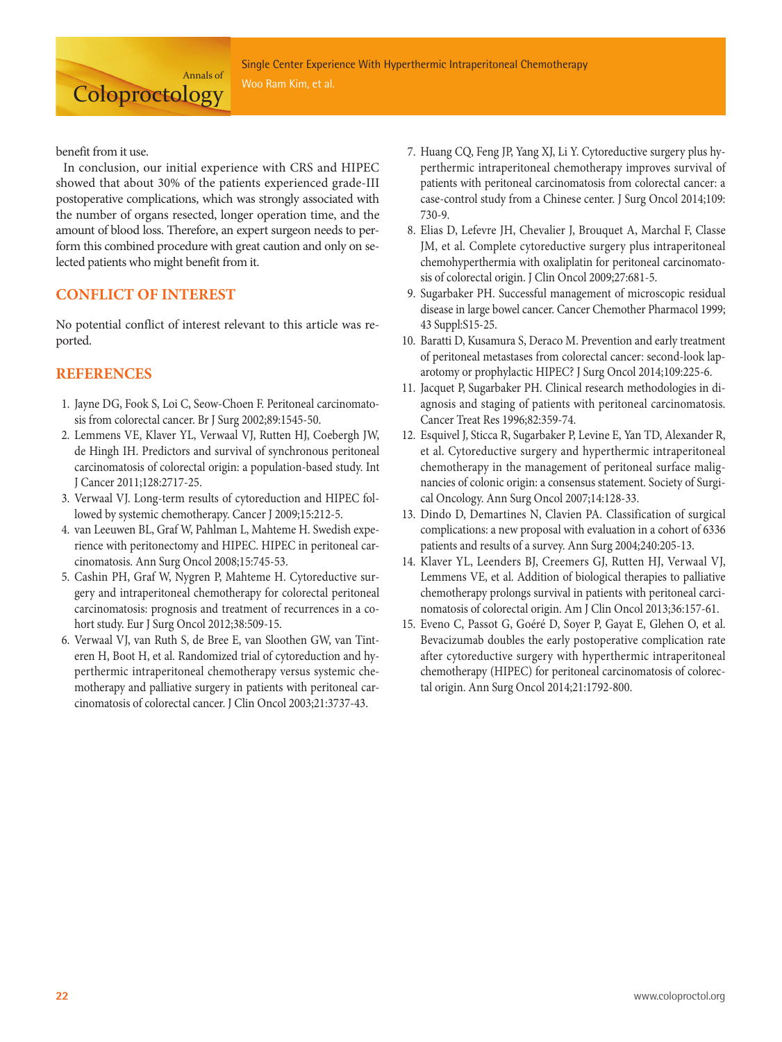benefit from it use.

In conclusion, our initial experience with CRS and HIPEC showed that about 30% of the patients experienced grade-III postoperative complications, which was strongly associated with the number of organs resected, longer operation time, and the amount of blood loss. Therefore, an expert surgeon needs to perform this combined procedure with great caution and only on selected patients who might benefit from it.

## CONFLICT OF INTEREST

No potential conflict of interest relevant to this article was reported.

## REFERENCES

1. Jayne DG, Fook S, Loi C, Seow-Choen F. Peritoneal carcinomatosis from colorectal cancer. Br J Surg 2002;89:1545-50.
2. Lemmens VE, Klaver YL, Verwaal VJ, Rutten HJ, Coebergh JW, de Hingh IH. Predictors and survival of synchronous peritoneal carcinomatosis of colorectal origin: a population-based study. Int J Cancer 2011;128:2717-25.
3. Verwaal VJ. Long-term results of cytoreduction and HIPEC followed by systemic chemotherapy. Cancer J 2009;15:212-5.
4. van Leeuwen BL, Graf W, Pahlman L, Mahteme H. Swedish experience with peritonectomy and HIPEC. HIPEC in peritoneal carcinomatosis. Ann Surg Oncol 2008;15:745-53.
5. Cashin PH, Graf W, Nygren P, Mahteme H. Cytoreductive surgery and intraperitoneal chemotherapy for colorectal peritoneal carcinomatosis: prognosis and treatment of recurrences in a cohort study. Eur J Surg Oncol 2012;38:509-15.
6. Verwaal VJ, van Ruth S, de Bree E, van Slooten GW, van Tinteren H, Boot H, et al. Randomized trial of cytoreduction and hyperthermic intraperitoneal chemotherapy versus systemic chemotherapy and palliative surgery in patients with peritoneal carcinomatosis of colorectal cancer. J Clin Oncol 2003;21:3737-43.
7. Huang CQ, Feng JP, Yang XJ, Li Y. Cytoreductive surgery plus hyperthermic intraperitoneal chemotherapy improves survival of patients with peritoneal carcinomatosis from colorectal cancer: a case-control study from a Chinese center. J Surg Oncol 2014;109:730-9.
8. Elias D, Lefevre JH, Chevalier J, Brouquet A, Marchal F, Classe JM, et al. Complete cytoreductive surgery plus intraperitoneal chemohyperthermia with oxaliplatin for peritoneal carcinomatosis of colorectal origin. J Clin Oncol 2009;27:681-5.
9. Sugarbaker PH. Successful management of microscopic residual disease in large bowel cancer. Cancer Chemother Pharmacol 1999;43 Suppl:S15-25.
10. Baratti D, Kusamura S, Deraco M. Prevention and early treatment of peritoneal metastases from colorectal cancer: second-look laparotomy or prophylactic HIPEC? J Surg Oncol 2014;109:225-6.
11. Jacquet P, Sugarbaker PH. Clinical research methodologies in diagnosis and staging of patients with peritoneal carcinomatosis. Cancer Treat Res 1996;82:359-74.
12. Esquivel J, Sticca R, Sugarbaker P, Levine E, Yan TD, Alexander R, et al. Cytoreductive surgery and hyperthermic intraperitoneal chemotherapy in the management of peritoneal surface malignancies of colonic origin: a consensus statement. Society of Surgical Oncology. Ann Surg Oncol 2007;14:128-33.
13. Dindo D, Demartines N, Clavien PA. Classification of surgical complications: a new proposal with evaluation in a cohort of 6336 patients and results of a survey. Ann Surg 2004;240:205-13.
14. Klaver YL, Leenders BJ, Creemers GJ, Rutten HJ, Verwaal VJ, Lemmens VE, et al. Addition of biological therapies to palliative chemotherapy prolongs survival in patients with peritoneal carcinomatosis of colorectal origin. Am J Clin Oncol 2013;36:157-61.
15. Eveno C, Passot G, Goéré D, Soyer P, Gayat E, Glehen O, et al. Bevacizumab doubles the early postoperative complication rate after cytoreductive surgery with hyperthermic intraperitoneal chemotherapy (HIPEC) for peritoneal carcinomatosis of colorectal origin. Ann Surg Oncol 2014;21:1792-800.